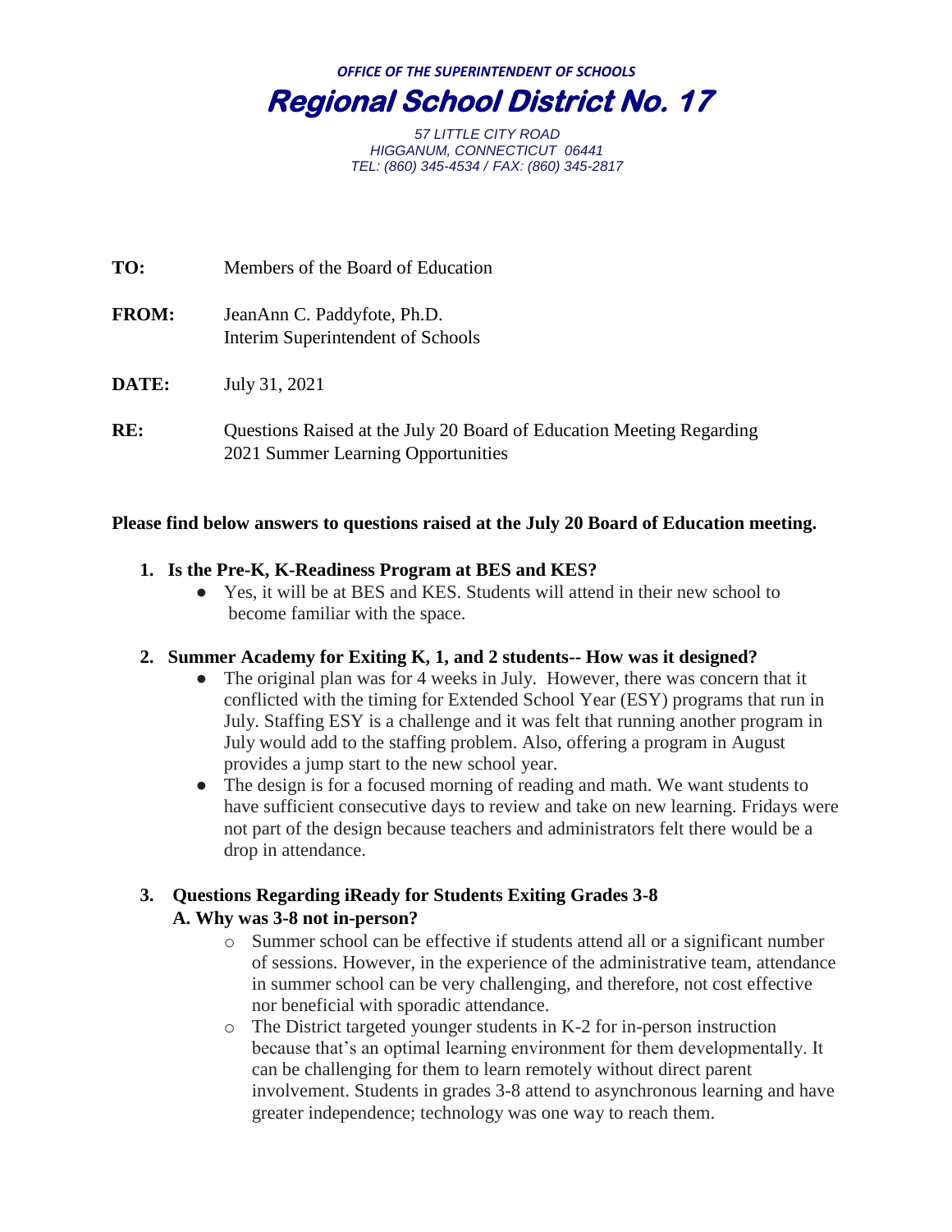*OFFICE OF THE SUPERINTENDENT OF SCHOOLS*

# Regional School District No. 17

*57 LITTLE CITY ROAD*
*HIGGANUM, CONNECTICUT 06441*
*TEL: (860) 345-4534 / FAX: (860) 345-2817*

**TO:** Members of the Board of Education

**FROM:** JeanAnn C. Paddyfote, Ph.D.
Interim Superintendent of Schools

**DATE:** July 31, 2021

**RE:** Questions Raised at the July 20 Board of Education Meeting Regarding 2021 Summer Learning Opportunities

**Please find below answers to questions raised at the July 20 Board of Education meeting.**

1. **Is the Pre-K, K-Readiness Program at BES and KES?**
   - Yes, it will be at BES and KES. Students will attend in their new school to become familiar with the space.

2. **Summer Academy for Exiting K, 1, and 2 students-- How was it designed?**
   - The original plan was for 4 weeks in July. However, there was concern that it conflicted with the timing for Extended School Year (ESY) programs that run in July. Staffing ESY is a challenge and it was felt that running another program in July would add to the staffing problem. Also, offering a program in August provides a jump start to the new school year.
   - The design is for a focused morning of reading and math. We want students to have sufficient consecutive days to review and take on new learning. Fridays were not part of the design because teachers and administrators felt there would be a drop in attendance.

3. **Questions Regarding iReady for Students Exiting Grades 3-8**
   **A. Why was 3-8 not in-person?**
   - Summer school can be effective if students attend all or a significant number of sessions. However, in the experience of the administrative team, attendance in summer school can be very challenging, and therefore, not cost effective nor beneficial with sporadic attendance.
   - The District targeted younger students in K-2 for in-person instruction because that's an optimal learning environment for them developmentally. It can be challenging for them to learn remotely without direct parent involvement. Students in grades 3-8 attend to asynchronous learning and have greater independence; technology was one way to reach them.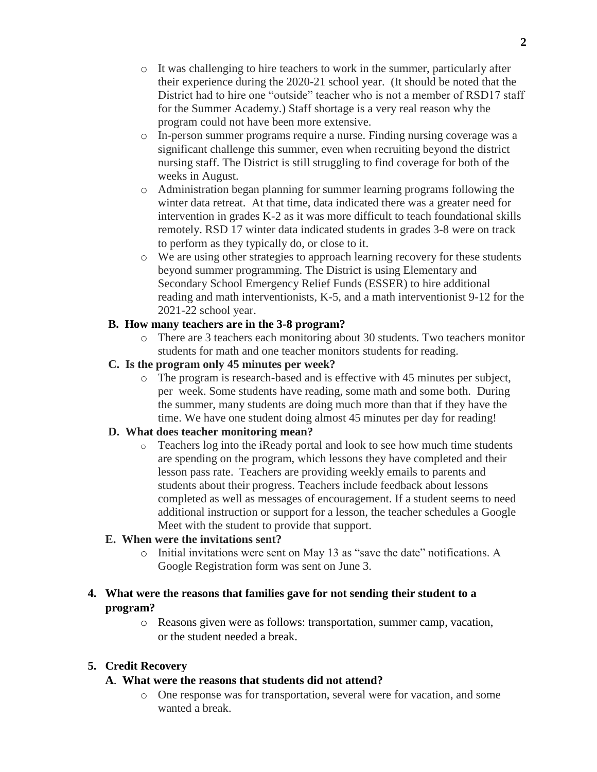- It was challenging to hire teachers to work in the summer, particularly after their experience during the 2020-21 school year. (It should be noted that the District had to hire one "outside" teacher who is not a member of RSD17 staff for the Summer Academy.) Staff shortage is a very real reason why the program could not have been more extensive.
- In-person summer programs require a nurse. Finding nursing coverage was a significant challenge this summer, even when recruiting beyond the district nursing staff. The District is still struggling to find coverage for both of the weeks in August.
- Administration began planning for summer learning programs following the winter data retreat. At that time, data indicated there was a greater need for intervention in grades K-2 as it was more difficult to teach foundational skills remotely. RSD 17 winter data indicated students in grades 3-8 were on track to perform as they typically do, or close to it.
- We are using other strategies to approach learning recovery for these students beyond summer programming. The District is using Elementary and Secondary School Emergency Relief Funds (ESSER) to hire additional reading and math interventionists, K-5, and a math interventionist 9-12 for the 2021-22 school year.

**B. How many teachers are in the 3-8 program?**

- There are 3 teachers each monitoring about 30 students. Two teachers monitor students for math and one teacher monitors students for reading.

**C. Is the program only 45 minutes per week?**

- The program is research-based and is effective with 45 minutes per subject, per week. Some students have reading, some math and some both. During the summer, many students are doing much more than that if they have the time. We have one student doing almost 45 minutes per day for reading!

**D. What does teacher monitoring mean?**

- Teachers log into the iReady portal and look to see how much time students are spending on the program, which lessons they have completed and their lesson pass rate. Teachers are providing weekly emails to parents and students about their progress. Teachers include feedback about lessons completed as well as messages of encouragement. If a student seems to need additional instruction or support for a lesson, the teacher schedules a Google Meet with the student to provide that support.

**E. When were the invitations sent?**

- Initial invitations were sent on May 13 as "save the date" notifications. A Google Registration form was sent on June 3.

**4. What were the reasons that families gave for not sending their student to a program?**

- Reasons given were as follows: transportation, summer camp, vacation, or the student needed a break.

**5. Credit Recovery**

**A. What were the reasons that students did not attend?**

- One response was for transportation, several were for vacation, and some wanted a break.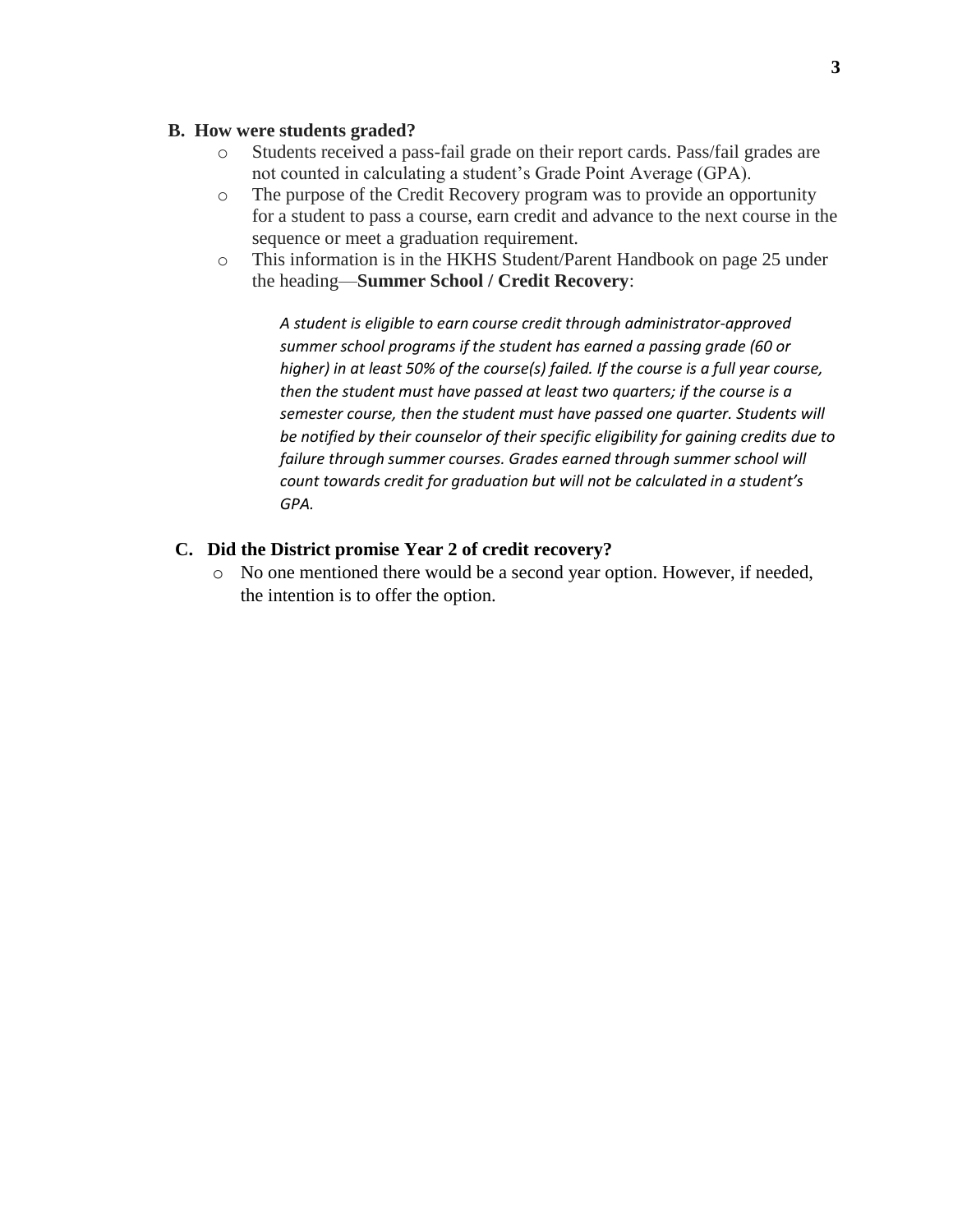### B. How were students graded?

- Students received a pass-fail grade on their report cards. Pass/fail grades are not counted in calculating a student's Grade Point Average (GPA).
- The purpose of the Credit Recovery program was to provide an opportunity for a student to pass a course, earn credit and advance to the next course in the sequence or meet a graduation requirement.
- This information is in the HKHS Student/Parent Handbook on page 25 under the heading—**Summer School / Credit Recovery**:

> *A student is eligible to earn course credit through administrator-approved summer school programs if the student has earned a passing grade (60 or higher) in at least 50% of the course(s) failed. If the course is a full year course, then the student must have passed at least two quarters; if the course is a semester course, then the student must have passed one quarter. Students will be notified by their counselor of their specific eligibility for gaining credits due to failure through summer courses. Grades earned through summer school will count towards credit for graduation but will not be calculated in a student's GPA.*

### C. Did the District promise Year 2 of credit recovery?

- No one mentioned there would be a second year option. However, if needed, the intention is to offer the option.